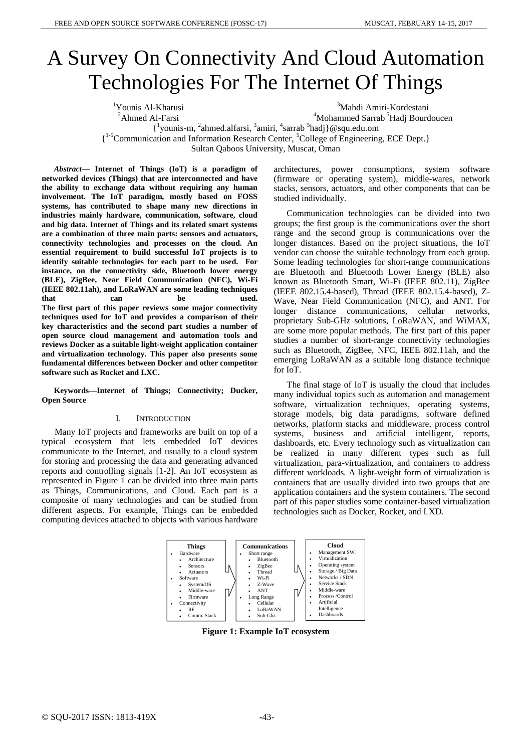# A Survey On Connectivity And Cloud Automation Technologies For The Internet Of Things

[1]Younis Al-Kharusi
[2]Ahmed Al-Farsi
[3]Mahdi Amiri-Kordestani
[4]Mohammed Sarrab [5]Hadj Bourdoucen

{[1]younis-m, [2]ahmed.alfarsi, [3]amiri, [4]sarrab [5]hadj}@squ.edu.om

{[1-5]Communication and Information Research Center, [5]College of Engineering, ECE Dept.}

Sultan Qaboos University, Muscat, Oman

***Abstract*— Internet of Things (IoT) is a paradigm of networked devices (Things) that are interconnected and have the ability to exchange data without requiring any human involvement. The IoT paradigm, mostly based on FOSS systems, has contributed to shape many new directions in industries mainly hardware, communication, software, cloud and big data. Internet of Things and its related smart systems are a combination of three main parts: sensors and actuators, connectivity technologies and processes on the cloud. An essential requirement to build successful IoT projects is to identify suitable technologies for each part to be used. For instance, on the connectivity side, Bluetooth lower energy (BLE), ZigBee, Near Field Communication (NFC), Wi-Fi (IEEE 802.11ah), and LoRaWAN are some leading techniques that can be used. The first part of this paper reviews some major connectivity techniques used for IoT and provides a comparison of their key characteristics and the second part studies a number of open source cloud management and automation tools and reviews Docker as a suitable light-weight application container and virtualization technology. This paper also presents some fundamental differences between Docker and other competitor software such as Rocket and LXC.**

**Keywords—Internet of Things; Connectivity; Ducker, Open Source**

## I. Introduction

Many IoT projects and frameworks are built on top of a typical ecosystem that lets embedded IoT devices communicate to the Internet, and usually to a cloud system for storing and processing the data and generating advanced reports and controlling signals [1-2]. An IoT ecosystem as represented in Figure 1 can be divided into three main parts as Things, Communications, and Cloud. Each part is a composite of many technologies and can be studied from different aspects. For example, Things can be embedded computing devices attached to objects with various hardware architectures, power consumptions, system software (firmware or operating system), middle-wares, network stacks, sensors, actuators, and other components that can be studied individually.

Communication technologies can be divided into two groups; the first group is the communications over the short range and the second group is communications over the longer distances. Based on the project situations, the IoT vendor can choose the suitable technology from each group. Some leading technologies for short-range communications are Bluetooth and Bluetooth Lower Energy (BLE) also known as Bluetooth Smart, Wi-Fi (IEEE 802.11), ZigBee (IEEE 802.15.4-based), Thread (IEEE 802.15.4-based), Z-Wave, Near Field Communication (NFC), and ANT. For longer distance communications, cellular networks, proprietary Sub-GHz solutions, LoRaWAN, and WiMAX, are some more popular methods. The first part of this paper studies a number of short-range connectivity technologies such as Bluetooth, ZigBee, NFC, IEEE 802.11ah, and the emerging LoRaWAN as a suitable long distance technique for IoT.

The final stage of IoT is usually the cloud that includes many individual topics such as automation and management software, virtualization techniques, operating systems, storage models, big data paradigms, software defined networks, platform stacks and middleware, process control systems, business and artificial intelligent, reports, dashboards, etc. Every technology such as virtualization can be realized in many different types such as full virtualization, para-virtualization, and containers to address different workloads. A light-weight form of virtualization is containers that are usually divided into two groups that are application containers and the system containers. The second part of this paper studies some container-based virtualization technologies such as Docker, Rocket, and LXD.

**Things**
- Hardware
  - Architecture
  - Sensors
  - Actuators
- Software
  - System/OS
  - Middle-ware
  - Firmware
- Connectivity
  - RF
  - Comm. Stack

**Communications**
- Short range
  - Bluetooth
  - ZigBee
  - Thread
  - Wi-Fi
  - Z-Wave
  - ANT
- Long Range
  - Cellular
  - LoRaWAN
  - Sub-Ghz

**Cloud**
- Management SW.
- Virtualization
- Operating system
- Storage / Big Data
- Networks / SDN
- Service Stack
- Middle-ware
- Process /Control
- Artificial Intelligence
- Dashboards

**Figure 1: Example IoT ecosystem**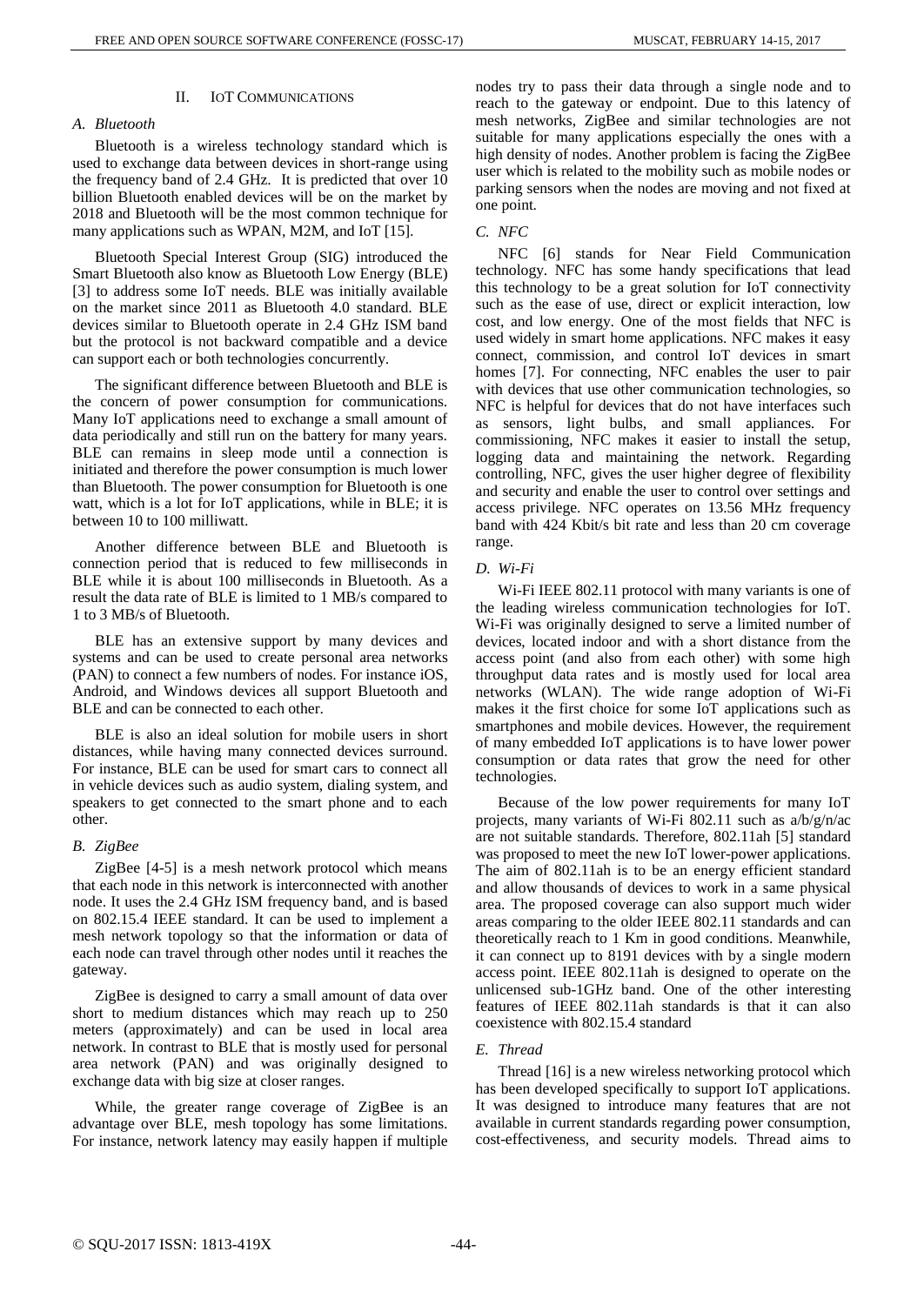## II. IoT Communications

### *A. Bluetooth*

Bluetooth is a wireless technology standard which is used to exchange data between devices in short-range using the frequency band of 2.4 GHz. It is predicted that over 10 billion Bluetooth enabled devices will be on the market by 2018 and Bluetooth will be the most common technique for many applications such as WPAN, M2M, and IoT [15].

Bluetooth Special Interest Group (SIG) introduced the Smart Bluetooth also know as Bluetooth Low Energy (BLE) [3] to address some IoT needs. BLE was initially available on the market since 2011 as Bluetooth 4.0 standard. BLE devices similar to Bluetooth operate in 2.4 GHz ISM band but the protocol is not backward compatible and a device can support each or both technologies concurrently.

The significant difference between Bluetooth and BLE is the concern of power consumption for communications. Many IoT applications need to exchange a small amount of data periodically and still run on the battery for many years. BLE can remains in sleep mode until a connection is initiated and therefore the power consumption is much lower than Bluetooth. The power consumption for Bluetooth is one watt, which is a lot for IoT applications, while in BLE; it is between 10 to 100 milliwatt.

Another difference between BLE and Bluetooth is connection period that is reduced to few milliseconds in BLE while it is about 100 milliseconds in Bluetooth. As a result the data rate of BLE is limited to 1 MB/s compared to 1 to 3 MB/s of Bluetooth.

BLE has an extensive support by many devices and systems and can be used to create personal area networks (PAN) to connect a few numbers of nodes. For instance iOS, Android, and Windows devices all support Bluetooth and BLE and can be connected to each other.

BLE is also an ideal solution for mobile users in short distances, while having many connected devices surround. For instance, BLE can be used for smart cars to connect all in vehicle devices such as audio system, dialing system, and speakers to get connected to the smart phone and to each other.

### *B. ZigBee*

ZigBee [4-5] is a mesh network protocol which means that each node in this network is interconnected with another node. It uses the 2.4 GHz ISM frequency band, and is based on 802.15.4 IEEE standard. It can be used to implement a mesh network topology so that the information or data of each node can travel through other nodes until it reaches the gateway.

ZigBee is designed to carry a small amount of data over short to medium distances which may reach up to 250 meters (approximately) and can be used in local area network. In contrast to BLE that is mostly used for personal area network (PAN) and was originally designed to exchange data with big size at closer ranges.

While, the greater range coverage of ZigBee is an advantage over BLE, mesh topology has some limitations. For instance, network latency may easily happen if multiple nodes try to pass their data through a single node and to reach to the gateway or endpoint. Due to this latency of mesh networks, ZigBee and similar technologies are not suitable for many applications especially the ones with a high density of nodes. Another problem is facing the ZigBee user which is related to the mobility such as mobile nodes or parking sensors when the nodes are moving and not fixed at one point.

### *C. NFC*

NFC [6] stands for Near Field Communication technology. NFC has some handy specifications that lead this technology to be a great solution for IoT connectivity such as the ease of use, direct or explicit interaction, low cost, and low energy. One of the most fields that NFC is used widely in smart home applications. NFC makes it easy connect, commission, and control IoT devices in smart homes [7]. For connecting, NFC enables the user to pair with devices that use other communication technologies, so NFC is helpful for devices that do not have interfaces such as sensors, light bulbs, and small appliances. For commissioning, NFC makes it easier to install the setup, logging data and maintaining the network. Regarding controlling, NFC, gives the user higher degree of flexibility and security and enable the user to control over settings and access privilege. NFC operates on 13.56 MHz frequency band with 424 Kbit/s bit rate and less than 20 cm coverage range.

### *D. Wi-Fi*

Wi-Fi IEEE 802.11 protocol with many variants is one of the leading wireless communication technologies for IoT. Wi-Fi was originally designed to serve a limited number of devices, located indoor and with a short distance from the access point (and also from each other) with some high throughput data rates and is mostly used for local area networks (WLAN). The wide range adoption of Wi-Fi makes it the first choice for some IoT applications such as smartphones and mobile devices. However, the requirement of many embedded IoT applications is to have lower power consumption or data rates that grow the need for other technologies.

Because of the low power requirements for many IoT projects, many variants of Wi-Fi 802.11 such as a/b/g/n/ac are not suitable standards. Therefore, 802.11ah [5] standard was proposed to meet the new IoT lower-power applications. The aim of 802.11ah is to be an energy efficient standard and allow thousands of devices to work in a same physical area. The proposed coverage can also support much wider areas comparing to the older IEEE 802.11 standards and can theoretically reach to 1 Km in good conditions. Meanwhile, it can connect up to 8191 devices with by a single modern access point. IEEE 802.11ah is designed to operate on the unlicensed sub-1GHz band. One of the other interesting features of IEEE 802.11ah standards is that it can also coexistence with 802.15.4 standard

### *E. Thread*

Thread [16] is a new wireless networking protocol which has been developed specifically to support IoT applications. It was designed to introduce many features that are not available in current standards regarding power consumption, cost-effectiveness, and security models. Thread aims to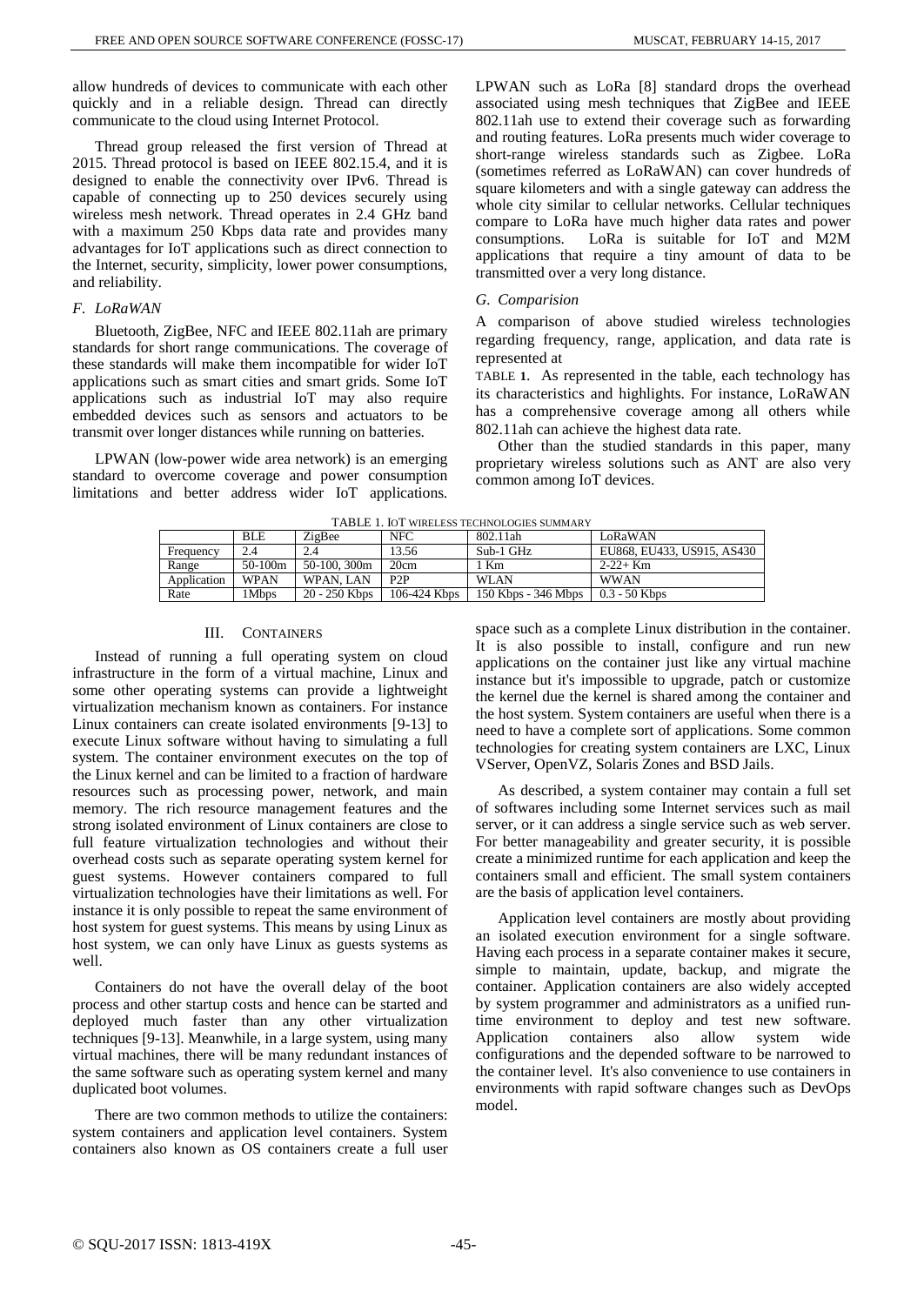allow hundreds of devices to communicate with each other quickly and in a reliable design. Thread can directly communicate to the cloud using Internet Protocol.

Thread group released the first version of Thread at 2015. Thread protocol is based on IEEE 802.15.4, and it is designed to enable the connectivity over IPv6. Thread is capable of connecting up to 250 devices securely using wireless mesh network. Thread operates in 2.4 GHz band with a maximum 250 Kbps data rate and provides many advantages for IoT applications such as direct connection to the Internet, security, simplicity, lower power consumptions, and reliability.

### *F. LoRaWAN*

Bluetooth, ZigBee, NFC and IEEE 802.11ah are primary standards for short range communications. The coverage of these standards will make them incompatible for wider IoT applications such as smart cities and smart grids. Some IoT applications such as industrial IoT may also require embedded devices such as sensors and actuators to be transmit over longer distances while running on batteries.

LPWAN (low-power wide area network) is an emerging standard to overcome coverage and power consumption limitations and better address wider IoT applications. LPWAN such as LoRa [8] standard drops the overhead associated using mesh techniques that ZigBee and IEEE 802.11ah use to extend their coverage such as forwarding and routing features. LoRa presents much wider coverage to short-range wireless standards such as Zigbee. LoRa (sometimes referred as LoRaWAN) can cover hundreds of square kilometers and with a single gateway can address the whole city similar to cellular networks. Cellular techniques compare to LoRa have much higher data rates and power consumptions. LoRa is suitable for IoT and M2M applications that require a tiny amount of data to be transmitted over a very long distance.

### *G. Comparision*

A comparison of above studied wireless technologies regarding frequency, range, application, and data rate is represented at

TABLE 1. As represented in the table, each technology has its characteristics and highlights. For instance, LoRaWAN has a comprehensive coverage among all others while 802.11ah can achieve the highest data rate.

Other than the studied standards in this paper, many proprietary wireless solutions such as ANT are also very common among IoT devices.

TABLE 1. IoT WIRELESS TECHNOLOGIES SUMMARY

| | BLE | ZigBee | NFC | 802.11ah | LoRaWAN |
|---|---|---|---|---|---|
| Frequency | 2.4 | 2.4 | 13.56 | Sub-1 GHz | EU868, EU433, US915, AS430 |
| Range | 50-100m | 50-100, 300m | 20cm | 1 Km | 2-22+ Km |
| Application | WPAN | WPAN, LAN | P2P | WLAN | WWAN |
| Rate | 1Mbps | 20 - 250 Kbps | 106-424 Kbps | 150 Kbps - 346 Mbps | 0.3 - 50 Kbps |

## III. CONTAINERS

Instead of running a full operating system on cloud infrastructure in the form of a virtual machine, Linux and some other operating systems can provide a lightweight virtualization mechanism known as containers. For instance Linux containers can create isolated environments [9-13] to execute Linux software without having to simulating a full system. The container environment executes on the top of the Linux kernel and can be limited to a fraction of hardware resources such as processing power, network, and main memory. The rich resource management features and the strong isolated environment of Linux containers are close to full feature virtualization technologies and without their overhead costs such as separate operating system kernel for guest systems. However containers compared to full virtualization technologies have their limitations as well. For instance it is only possible to repeat the same environment of host system for guest systems. This means by using Linux as host system, we can only have Linux as guests systems as well.

Containers do not have the overall delay of the boot process and other startup costs and hence can be started and deployed much faster than any other virtualization techniques [9-13]. Meanwhile, in a large system, using many virtual machines, there will be many redundant instances of the same software such as operating system kernel and many duplicated boot volumes.

There are two common methods to utilize the containers: system containers and application level containers. System containers also known as OS containers create a full user space such as a complete Linux distribution in the container. It is also possible to install, configure and run new applications on the container just like any virtual machine instance but it's impossible to upgrade, patch or customize the kernel due the kernel is shared among the container and the host system. System containers are useful when there is a need to have a complete sort of applications. Some common technologies for creating system containers are LXC, Linux VServer, OpenVZ, Solaris Zones and BSD Jails.

As described, a system container may contain a full set of softwares including some Internet services such as mail server, or it can address a single service such as web server. For better manageability and greater security, it is possible create a minimized runtime for each application and keep the containers small and efficient. The small system containers are the basis of application level containers.

Application level containers are mostly about providing an isolated execution environment for a single software. Having each process in a separate container makes it secure, simple to maintain, update, backup, and migrate the container. Application containers are also widely accepted by system programmer and administrators as a unified run-time environment to deploy and test new software. Application containers also allow system wide configurations and the depended software to be narrowed to the container level. It's also convenience to use containers in environments with rapid software changes such as DevOps model.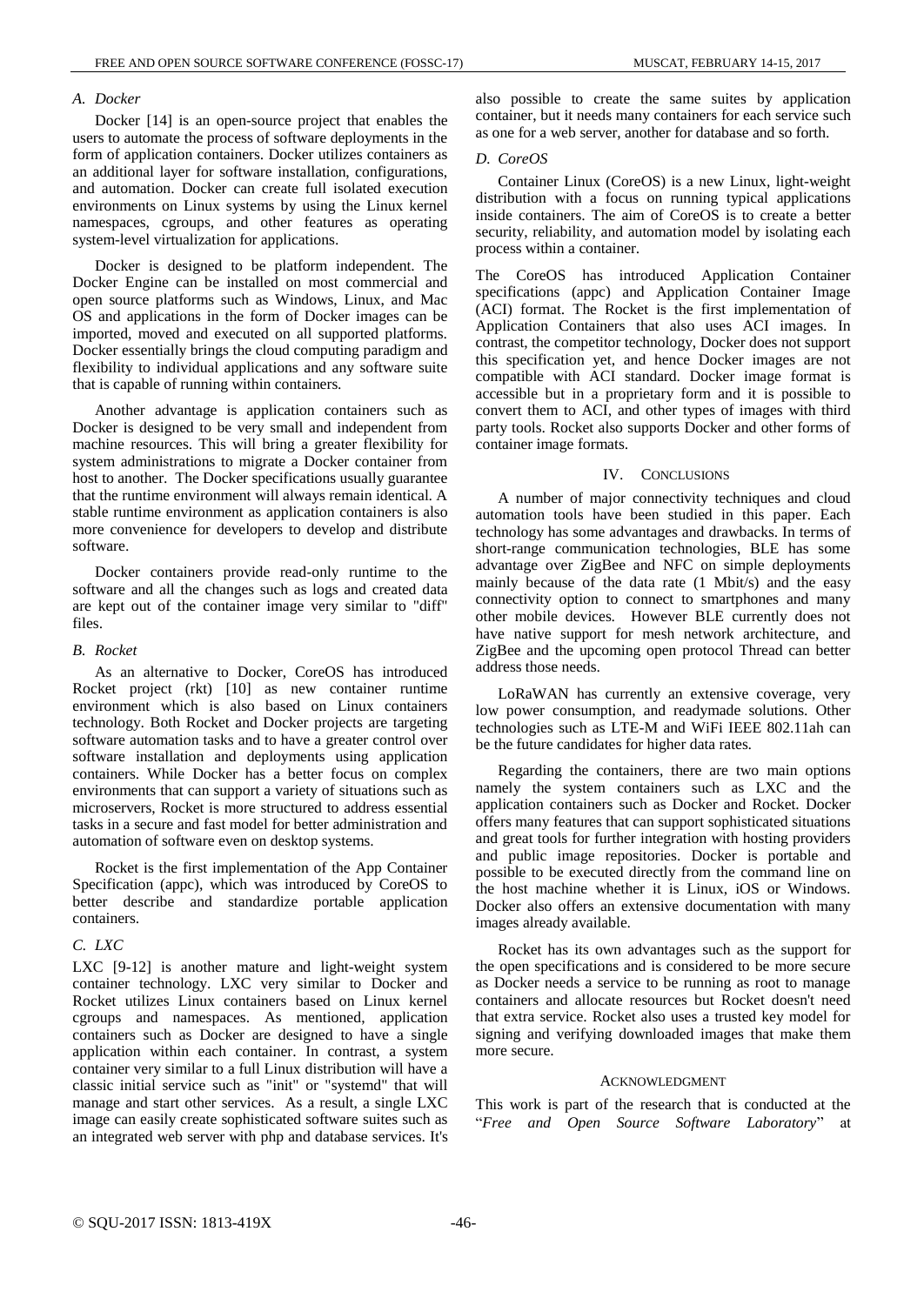### A. Docker

Docker [14] is an open-source project that enables the users to automate the process of software deployments in the form of application containers. Docker utilizes containers as an additional layer for software installation, configurations, and automation. Docker can create full isolated execution environments on Linux systems by using the Linux kernel namespaces, cgroups, and other features as operating system-level virtualization for applications.

Docker is designed to be platform independent. The Docker Engine can be installed on most commercial and open source platforms such as Windows, Linux, and Mac OS and applications in the form of Docker images can be imported, moved and executed on all supported platforms. Docker essentially brings the cloud computing paradigm and flexibility to individual applications and any software suite that is capable of running within containers.

Another advantage is application containers such as Docker is designed to be very small and independent from machine resources. This will bring a greater flexibility for system administrations to migrate a Docker container from host to another. The Docker specifications usually guarantee that the runtime environment will always remain identical. A stable runtime environment as application containers is also more convenience for developers to develop and distribute software.

Docker containers provide read-only runtime to the software and all the changes such as logs and created data are kept out of the container image very similar to "diff" files.

### B. Rocket

As an alternative to Docker, CoreOS has introduced Rocket project (rkt) [10] as new container runtime environment which is also based on Linux containers technology. Both Rocket and Docker projects are targeting software automation tasks and to have a greater control over software installation and deployments using application containers. While Docker has a better focus on complex environments that can support a variety of situations such as microservers, Rocket is more structured to address essential tasks in a secure and fast model for better administration and automation of software even on desktop systems.

Rocket is the first implementation of the App Container Specification (appc), which was introduced by CoreOS to better describe and standardize portable application containers.

### C. LXC

LXC [9-12] is another mature and light-weight system container technology. LXC very similar to Docker and Rocket utilizes Linux containers based on Linux kernel cgroups and namespaces. As mentioned, application containers such as Docker are designed to have a single application within each container. In contrast, a system container very similar to a full Linux distribution will have a classic initial service such as "init" or "systemd" that will manage and start other services. As a result, a single LXC image can easily create sophisticated software suites such as an integrated web server with php and database services. It's also possible to create the same suites by application container, but it needs many containers for each service such as one for a web server, another for database and so forth.

### D. CoreOS

Container Linux (CoreOS) is a new Linux, light-weight distribution with a focus on running typical applications inside containers. The aim of CoreOS is to create a better security, reliability, and automation model by isolating each process within a container.

The CoreOS has introduced Application Container specifications (appc) and Application Container Image (ACI) format. The Rocket is the first implementation of Application Containers that also uses ACI images. In contrast, the competitor technology, Docker does not support this specification yet, and hence Docker images are not compatible with ACI standard. Docker image format is accessible but in a proprietary form and it is possible to convert them to ACI, and other types of images with third party tools. Rocket also supports Docker and other forms of container image formats.

## IV. Conclusions

A number of major connectivity techniques and cloud automation tools have been studied in this paper. Each technology has some advantages and drawbacks. In terms of short-range communication technologies, BLE has some advantage over ZigBee and NFC on simple deployments mainly because of the data rate (1 Mbit/s) and the easy connectivity option to connect to smartphones and many other mobile devices. However BLE currently does not have native support for mesh network architecture, and ZigBee and the upcoming open protocol Thread can better address those needs.

LoRaWAN has currently an extensive coverage, very low power consumption, and readymade solutions. Other technologies such as LTE-M and WiFi IEEE 802.11ah can be the future candidates for higher data rates.

Regarding the containers, there are two main options namely the system containers such as LXC and the application containers such as Docker and Rocket. Docker offers many features that can support sophisticated situations and great tools for further integration with hosting providers and public image repositories. Docker is portable and possible to be executed directly from the command line on the host machine whether it is Linux, iOS or Windows. Docker also offers an extensive documentation with many images already available.

Rocket has its own advantages such as the support for the open specifications and is considered to be more secure as Docker needs a service to be running as root to manage containers and allocate resources but Rocket doesn't need that extra service. Rocket also uses a trusted key model for signing and verifying downloaded images that make them more secure.

## Acknowledgment

This work is part of the research that is conducted at the "*Free and Open Source Software Laboratory*" at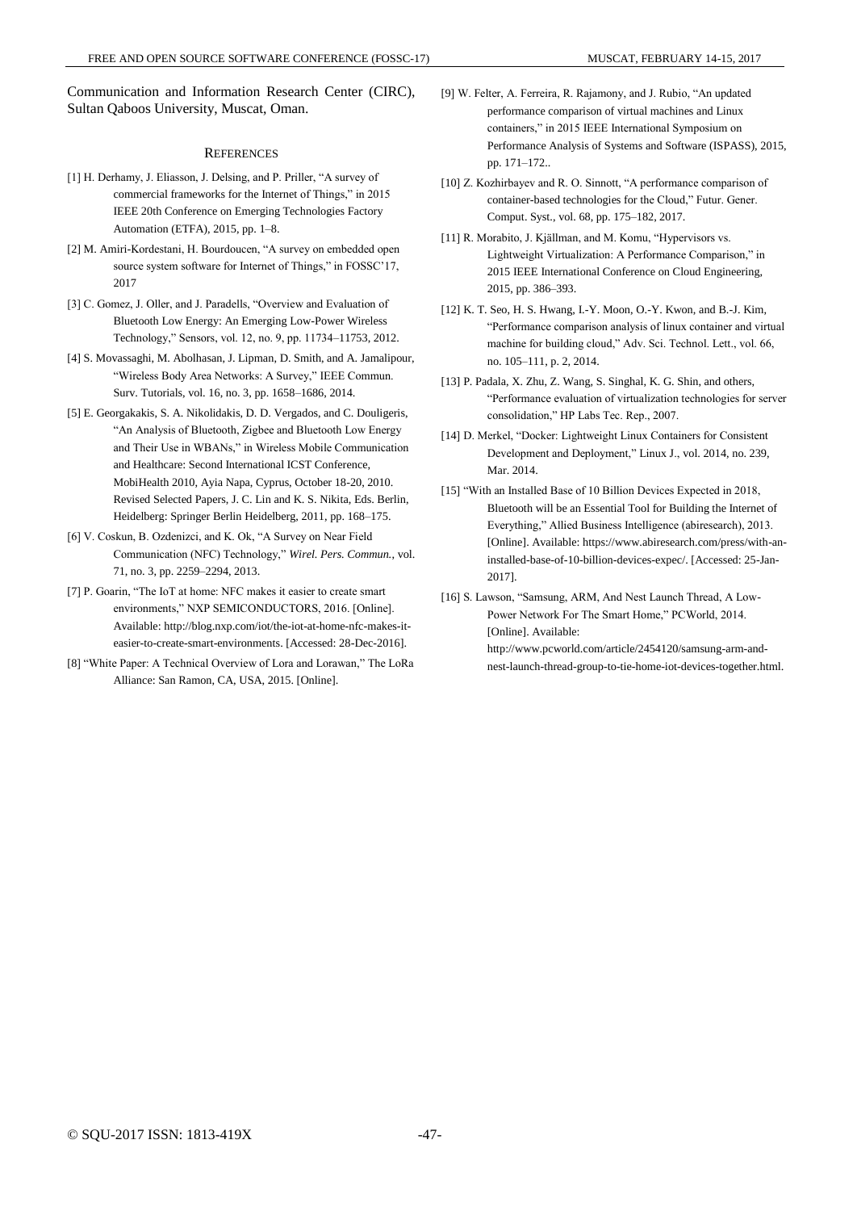Communication and Information Research Center (CIRC), Sultan Qaboos University, Muscat, Oman.

## References

[1] H. Derhamy, J. Eliasson, J. Delsing, and P. Priller, "A survey of commercial frameworks for the Internet of Things," in 2015 IEEE 20th Conference on Emerging Technologies Factory Automation (ETFA), 2015, pp. 1–8.

[2] M. Amiri-Kordestani, H. Bourdoucen, "A survey on embedded open source system software for Internet of Things," in FOSSC'17, 2017

[3] C. Gomez, J. Oller, and J. Paradells, "Overview and Evaluation of Bluetooth Low Energy: An Emerging Low-Power Wireless Technology," Sensors, vol. 12, no. 9, pp. 11734–11753, 2012.

[4] S. Movassaghi, M. Abolhasan, J. Lipman, D. Smith, and A. Jamalipour, "Wireless Body Area Networks: A Survey," IEEE Commun. Surv. Tutorials, vol. 16, no. 3, pp. 1658–1686, 2014.

[5] E. Georgakakis, S. A. Nikolidakis, D. D. Vergados, and C. Douligeris, "An Analysis of Bluetooth, Zigbee and Bluetooth Low Energy and Their Use in WBANs," in Wireless Mobile Communication and Healthcare: Second International ICST Conference, MobiHealth 2010, Ayia Napa, Cyprus, October 18-20, 2010. Revised Selected Papers, J. C. Lin and K. S. Nikita, Eds. Berlin, Heidelberg: Springer Berlin Heidelberg, 2011, pp. 168–175.

[6] V. Coskun, B. Ozdenizci, and K. Ok, "A Survey on Near Field Communication (NFC) Technology," *Wirel. Pers. Commun.*, vol. 71, no. 3, pp. 2259–2294, 2013.

[7] P. Goarin, "The IoT at home: NFC makes it easier to create smart environments," NXP SEMICONDUCTORS, 2016. [Online]. Available: http://blog.nxp.com/iot/the-iot-at-home-nfc-makes-it-easier-to-create-smart-environments. [Accessed: 28-Dec-2016].

[8] "White Paper: A Technical Overview of Lora and Lorawan," The LoRa Alliance: San Ramon, CA, USA, 2015. [Online].

[9] W. Felter, A. Ferreira, R. Rajamony, and J. Rubio, "An updated performance comparison of virtual machines and Linux containers," in 2015 IEEE International Symposium on Performance Analysis of Systems and Software (ISPASS), 2015, pp. 171–172..

[10] Z. Kozhirbayev and R. O. Sinnott, "A performance comparison of container-based technologies for the Cloud," Futur. Gener. Comput. Syst., vol. 68, pp. 175–182, 2017.

[11] R. Morabito, J. Kjällman, and M. Komu, "Hypervisors vs. Lightweight Virtualization: A Performance Comparison," in 2015 IEEE International Conference on Cloud Engineering, 2015, pp. 386–393.

[12] K. T. Seo, H. S. Hwang, I.-Y. Moon, O.-Y. Kwon, and B.-J. Kim, "Performance comparison analysis of linux container and virtual machine for building cloud," Adv. Sci. Technol. Lett., vol. 66, no. 105–111, p. 2, 2014.

[13] P. Padala, X. Zhu, Z. Wang, S. Singhal, K. G. Shin, and others, "Performance evaluation of virtualization technologies for server consolidation," HP Labs Tec. Rep., 2007.

[14] D. Merkel, "Docker: Lightweight Linux Containers for Consistent Development and Deployment," Linux J., vol. 2014, no. 239, Mar. 2014.

[15] "With an Installed Base of 10 Billion Devices Expected in 2018, Bluetooth will be an Essential Tool for Building the Internet of Everything," Allied Business Intelligence (abiresearch), 2013. [Online]. Available: https://www.abiresearch.com/press/with-an-installed-base-of-10-billion-devices-expec/. [Accessed: 25-Jan-2017].

[16] S. Lawson, "Samsung, ARM, And Nest Launch Thread, A Low-Power Network For The Smart Home," PCWorld, 2014. [Online]. Available: http://www.pcworld.com/article/2454120/samsung-arm-and-nest-launch-thread-group-to-tie-home-iot-devices-together.html.